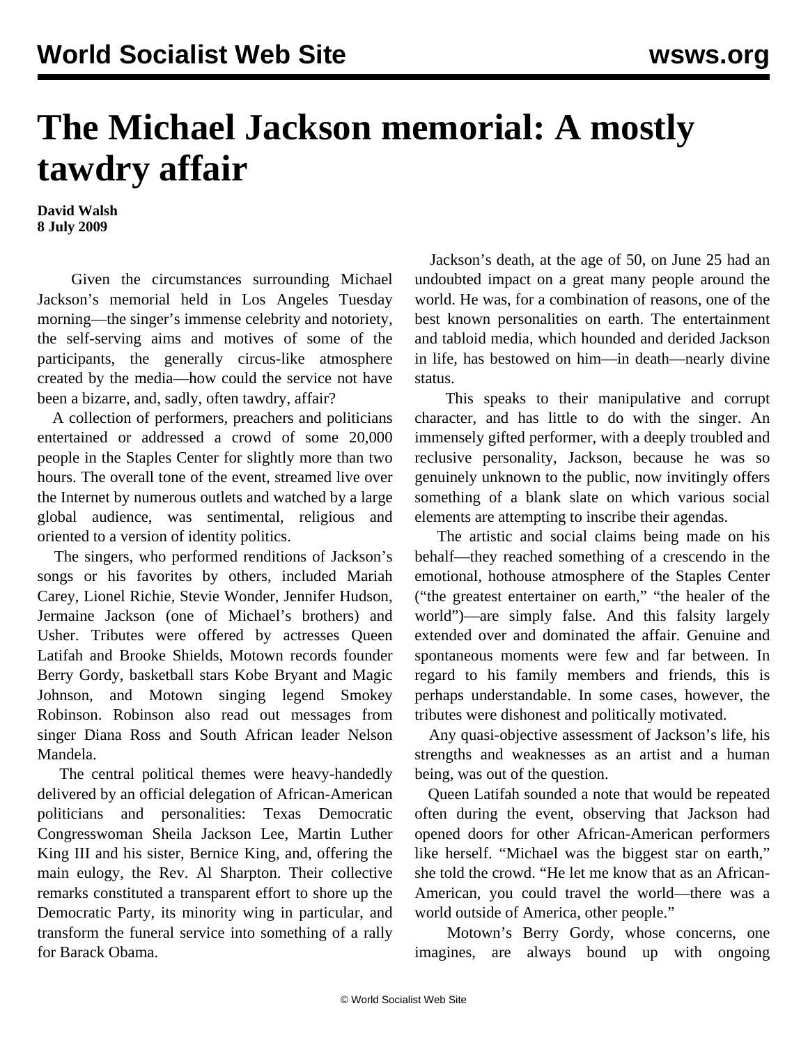# The Michael Jackson memorial: A mostly tawdry affair

**David Walsh**
**8 July 2009**

Given the circumstances surrounding Michael Jackson's memorial held in Los Angeles Tuesday morning—the singer's immense celebrity and notoriety, the self-serving aims and motives of some of the participants, the generally circus-like atmosphere created by the media—how could the service not have been a bizarre, and, sadly, often tawdry, affair?

A collection of performers, preachers and politicians entertained or addressed a crowd of some 20,000 people in the Staples Center for slightly more than two hours. The overall tone of the event, streamed live over the Internet by numerous outlets and watched by a large global audience, was sentimental, religious and oriented to a version of identity politics.

The singers, who performed renditions of Jackson's songs or his favorites by others, included Mariah Carey, Lionel Richie, Stevie Wonder, Jennifer Hudson, Jermaine Jackson (one of Michael's brothers) and Usher. Tributes were offered by actresses Queen Latifah and Brooke Shields, Motown records founder Berry Gordy, basketball stars Kobe Bryant and Magic Johnson, and Motown singing legend Smokey Robinson. Robinson also read out messages from singer Diana Ross and South African leader Nelson Mandela.

The central political themes were heavy-handedly delivered by an official delegation of African-American politicians and personalities: Texas Democratic Congresswoman Sheila Jackson Lee, Martin Luther King III and his sister, Bernice King, and, offering the main eulogy, the Rev. Al Sharpton. Their collective remarks constituted a transparent effort to shore up the Democratic Party, its minority wing in particular, and transform the funeral service into something of a rally for Barack Obama.

Jackson's death, at the age of 50, on June 25 had an undoubted impact on a great many people around the world. He was, for a combination of reasons, one of the best known personalities on earth. The entertainment and tabloid media, which hounded and derided Jackson in life, has bestowed on him—in death—nearly divine status.

This speaks to their manipulative and corrupt character, and has little to do with the singer. An immensely gifted performer, with a deeply troubled and reclusive personality, Jackson, because he was so genuinely unknown to the public, now invitingly offers something of a blank slate on which various social elements are attempting to inscribe their agendas.

The artistic and social claims being made on his behalf—they reached something of a crescendo in the emotional, hothouse atmosphere of the Staples Center ("the greatest entertainer on earth," "the healer of the world")—are simply false. And this falsity largely extended over and dominated the affair. Genuine and spontaneous moments were few and far between. In regard to his family members and friends, this is perhaps understandable. In some cases, however, the tributes were dishonest and politically motivated.

Any quasi-objective assessment of Jackson's life, his strengths and weaknesses as an artist and a human being, was out of the question.

Queen Latifah sounded a note that would be repeated often during the event, observing that Jackson had opened doors for other African-American performers like herself. "Michael was the biggest star on earth," she told the crowd. "He let me know that as an African-American, you could travel the world—there was a world outside of America, other people."

Motown's Berry Gordy, whose concerns, one imagines, are always bound up with ongoing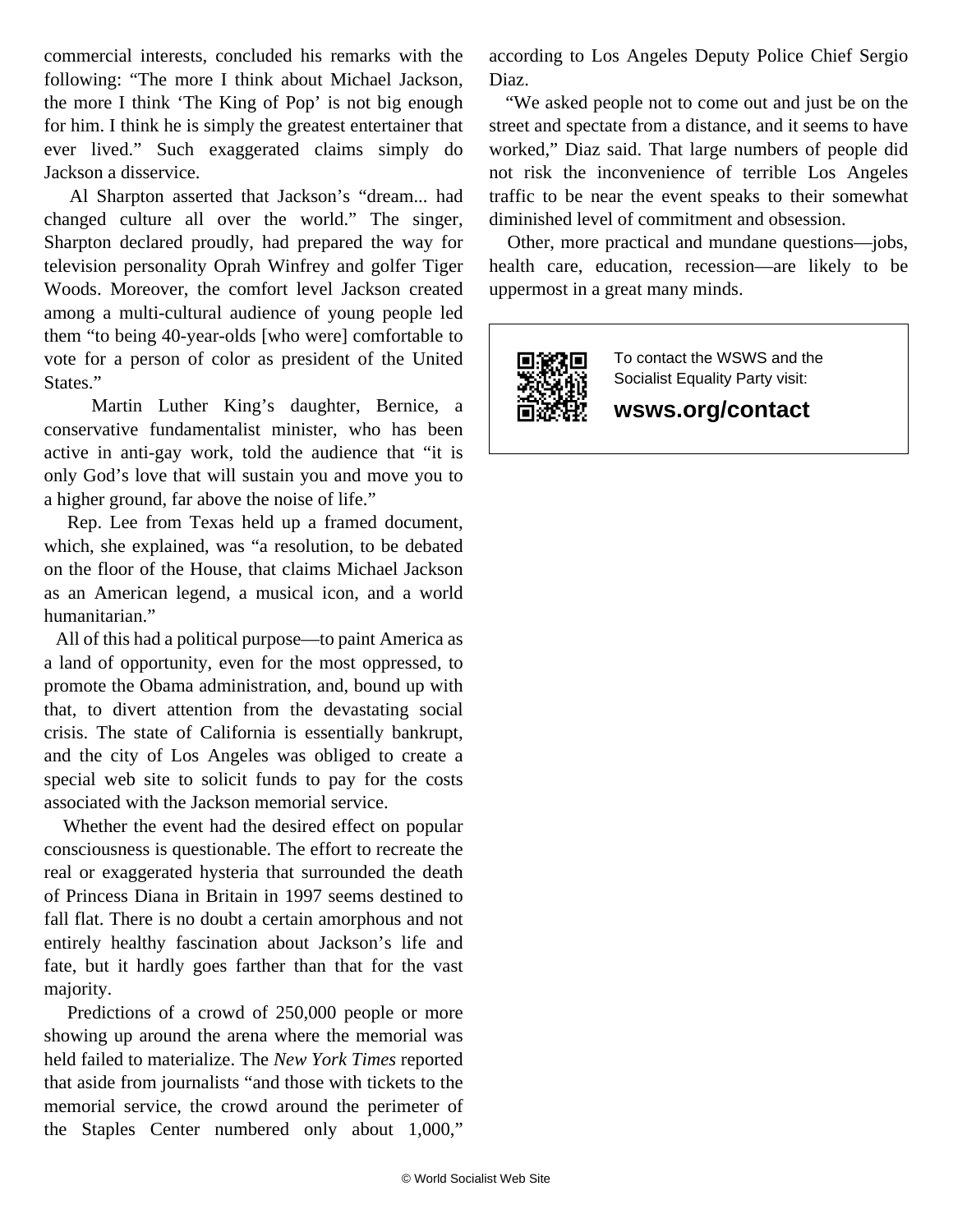commercial interests, concluded his remarks with the following: "The more I think about Michael Jackson, the more I think 'The King of Pop' is not big enough for him. I think he is simply the greatest entertainer that ever lived." Such exaggerated claims simply do Jackson a disservice.

Al Sharpton asserted that Jackson's "dream... had changed culture all over the world." The singer, Sharpton declared proudly, had prepared the way for television personality Oprah Winfrey and golfer Tiger Woods. Moreover, the comfort level Jackson created among a multi-cultural audience of young people led them "to being 40-year-olds [who were] comfortable to vote for a person of color as president of the United States."

Martin Luther King's daughter, Bernice, a conservative fundamentalist minister, who has been active in anti-gay work, told the audience that "it is only God's love that will sustain you and move you to a higher ground, far above the noise of life."

Rep. Lee from Texas held up a framed document, which, she explained, was "a resolution, to be debated on the floor of the House, that claims Michael Jackson as an American legend, a musical icon, and a world humanitarian."

All of this had a political purpose—to paint America as a land of opportunity, even for the most oppressed, to promote the Obama administration, and, bound up with that, to divert attention from the devastating social crisis. The state of California is essentially bankrupt, and the city of Los Angeles was obliged to create a special web site to solicit funds to pay for the costs associated with the Jackson memorial service.

Whether the event had the desired effect on popular consciousness is questionable. The effort to recreate the real or exaggerated hysteria that surrounded the death of Princess Diana in Britain in 1997 seems destined to fall flat. There is no doubt a certain amorphous and not entirely healthy fascination about Jackson's life and fate, but it hardly goes farther than that for the vast majority.

Predictions of a crowd of 250,000 people or more showing up around the arena where the memorial was held failed to materialize. The *New York Times* reported that aside from journalists "and those with tickets to the memorial service, the crowd around the perimeter of the Staples Center numbered only about 1,000," according to Los Angeles Deputy Police Chief Sergio Diaz.

"We asked people not to come out and just be on the street and spectate from a distance, and it seems to have worked," Diaz said. That large numbers of people did not risk the inconvenience of terrible Los Angeles traffic to be near the event speaks to their somewhat diminished level of commitment and obsession.

Other, more practical and mundane questions—jobs, health care, education, recession—are likely to be uppermost in a great many minds.

To contact the WSWS and the Socialist Equality Party visit:

**wsws.org/contact**